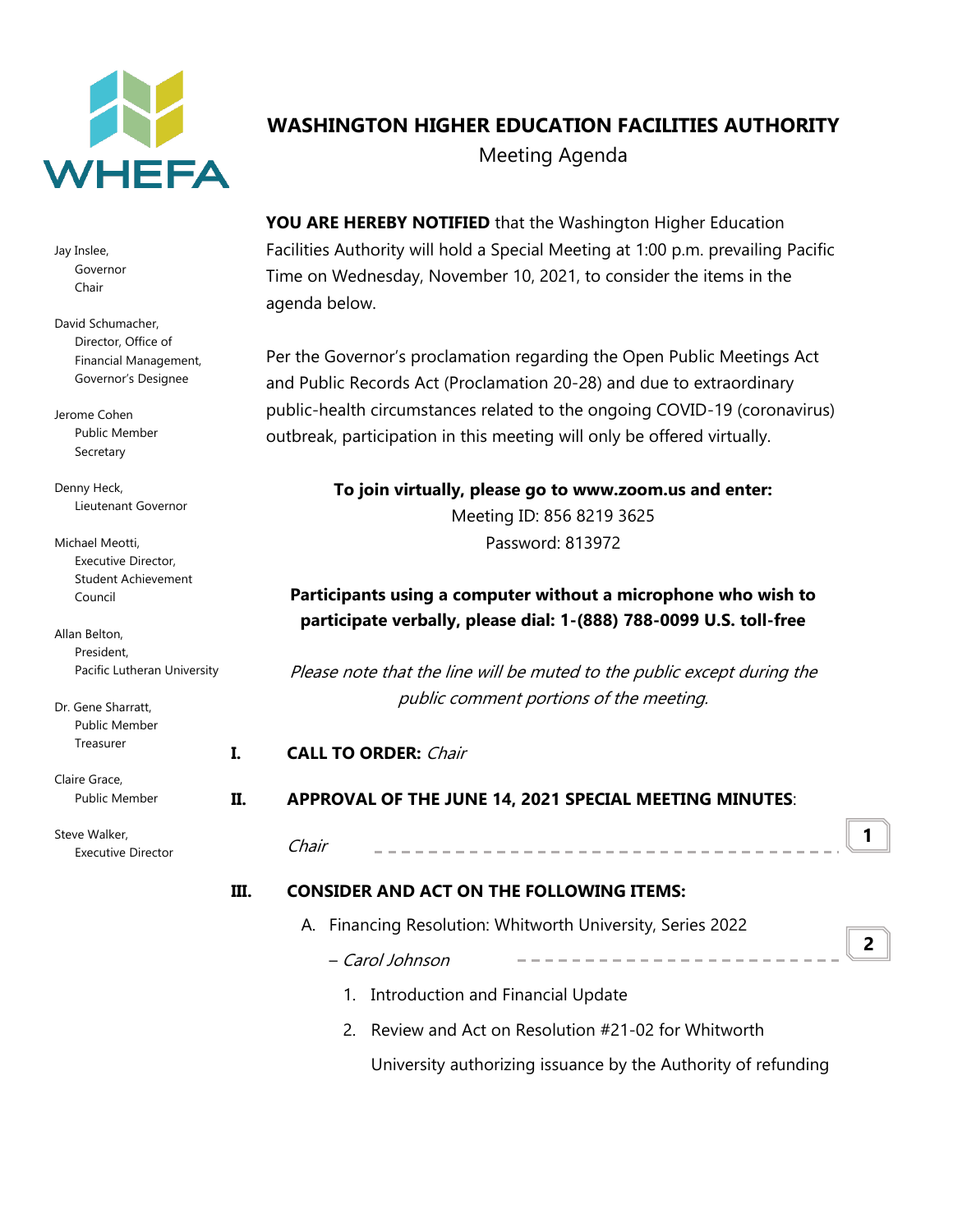# WASHINGTON HIGHER EDUCATION FACILITIES AUTHORITY

Meeting Agenda

Jay Inslee,
Governor
Chair

David Schumacher,
Director, Office of
Financial Management,
Governor's Designee

Jerome Cohen
Public Member
Secretary

Denny Heck,
Lieutenant Governor

Michael Meotti,
Executive Director,
Student Achievement
Council

Allan Belton,
President,
Pacific Lutheran University

Dr. Gene Sharratt,
Public Member
Treasurer

Claire Grace,
Public Member

Steve Walker,
Executive Director

**YOU ARE HEREBY NOTIFIED** that the Washington Higher Education Facilities Authority will hold a Special Meeting at 1:00 p.m. prevailing Pacific Time on Wednesday, November 10, 2021, to consider the items in the agenda below.

Per the Governor's proclamation regarding the Open Public Meetings Act and Public Records Act (Proclamation 20-28) and due to extraordinary public-health circumstances related to the ongoing COVID-19 (coronavirus) outbreak, participation in this meeting will only be offered virtually.

**To join virtually, please go to www.zoom.us and enter:**
Meeting ID: 856 8219 3625
Password: 813972

**Participants using a computer without a microphone who wish to participate verbally, please dial: 1-(888) 788-0099 U.S. toll-free**

*Please note that the line will be muted to the public except during the public comment portions of the meeting.*

**I. CALL TO ORDER:** *Chair*

**II. APPROVAL OF THE JUNE 14, 2021 SPECIAL MEETING MINUTES**:
*Chair* ---------------------------------------- **1**

**III. CONSIDER AND ACT ON THE FOLLOWING ITEMS:**

A. Financing Resolution: Whitworth University, Series 2022
– *Carol Johnson* ------------------------ **2**

1. Introduction and Financial Update
2. Review and Act on Resolution #21-02 for Whitworth University authorizing issuance by the Authority of refunding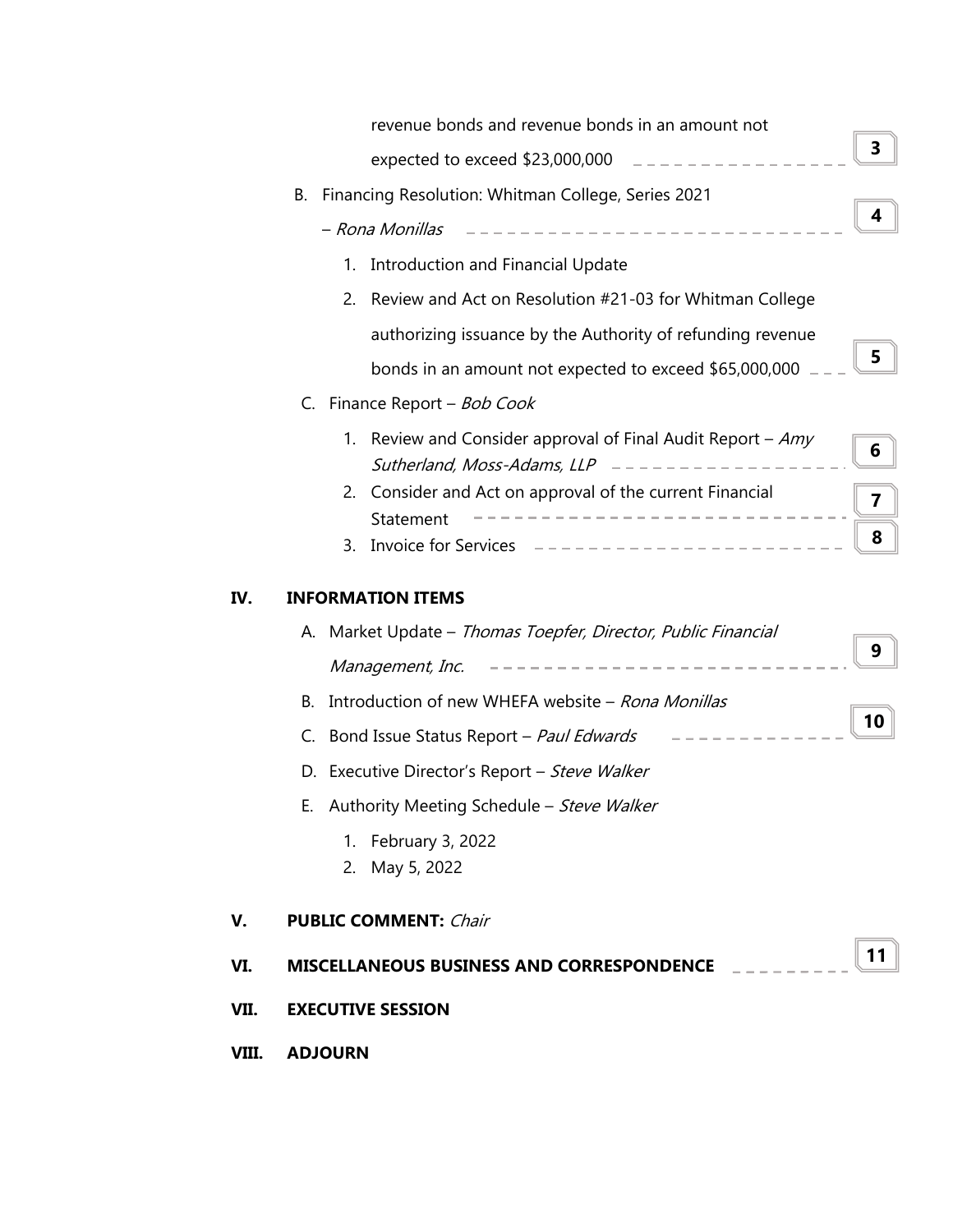revenue bonds and revenue bonds in an amount not expected to exceed $23,000,000 **3**

B. Financing Resolution: Whitman College, Series 2021 – *Rona Monillas* **4**

   1. Introduction and Financial Update
   2. Review and Act on Resolution #21-03 for Whitman College authorizing issuance by the Authority of refunding revenue bonds in an amount not expected to exceed $65,000,000 **5**

C. Finance Report – *Bob Cook*

   1. Review and Consider approval of Final Audit Report – *Amy Sutherland, Moss-Adams, LLP* **6**
   2. Consider and Act on approval of the current Financial Statement **7**
   3. Invoice for Services **8**

## IV. INFORMATION ITEMS

A. Market Update – *Thomas Toepfer, Director, Public Financial Management, Inc.* **9**

B. Introduction of new WHEFA website – *Rona Monillas*

C. Bond Issue Status Report – *Paul Edwards* **10**

D. Executive Director's Report – *Steve Walker*

E. Authority Meeting Schedule – *Steve Walker*

   1. February 3, 2022
   2. May 5, 2022

## V. PUBLIC COMMENT: *Chair*

## VI. MISCELLANEOUS BUSINESS AND CORRESPONDENCE **11**

## VII. EXECUTIVE SESSION

## VIII. ADJOURN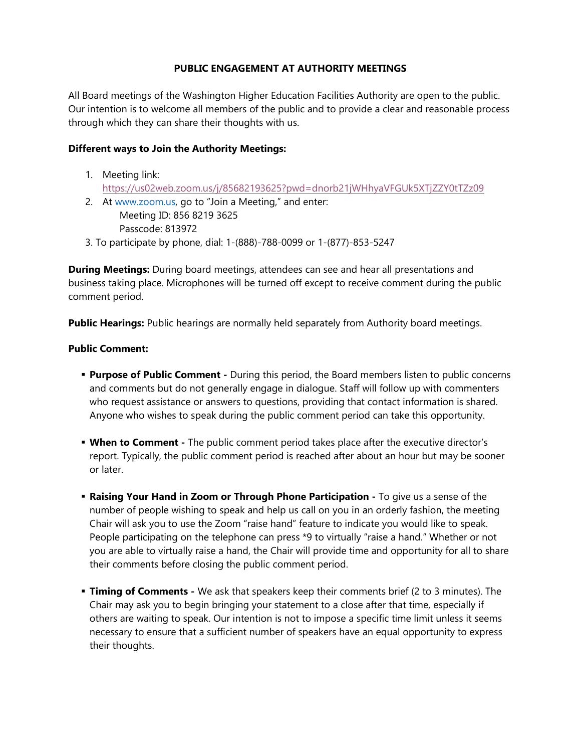# PUBLIC ENGAGEMENT AT AUTHORITY MEETINGS

All Board meetings of the Washington Higher Education Facilities Authority are open to the public. Our intention is to welcome all members of the public and to provide a clear and reasonable process through which they can share their thoughts with us.

**Different ways to Join the Authority Meetings:**

1. Meeting link: https://us02web.zoom.us/j/85682193625?pwd=dnorb21jWHhyaVFGUk5XTjZZY0tTZz09
2. At www.zoom.us, go to "Join a Meeting," and enter:
   Meeting ID: 856 8219 3625
   Passcode: 813972
3. To participate by phone, dial: 1-(888)-788-0099 or 1-(877)-853-5247

**During Meetings:** During board meetings, attendees can see and hear all presentations and business taking place. Microphones will be turned off except to receive comment during the public comment period.

**Public Hearings:** Public hearings are normally held separately from Authority board meetings.

**Public Comment:**

- **Purpose of Public Comment -** During this period, the Board members listen to public concerns and comments but do not generally engage in dialogue. Staff will follow up with commenters who request assistance or answers to questions, providing that contact information is shared. Anyone who wishes to speak during the public comment period can take this opportunity.

- **When to Comment -** The public comment period takes place after the executive director's report. Typically, the public comment period is reached after about an hour but may be sooner or later.

- **Raising Your Hand in Zoom or Through Phone Participation -** To give us a sense of the number of people wishing to speak and help us call on you in an orderly fashion, the meeting Chair will ask you to use the Zoom "raise hand" feature to indicate you would like to speak. People participating on the telephone can press *9 to virtually "raise a hand." Whether or not you are able to virtually raise a hand, the Chair will provide time and opportunity for all to share their comments before closing the public comment period.

- **Timing of Comments -** We ask that speakers keep their comments brief (2 to 3 minutes). The Chair may ask you to begin bringing your statement to a close after that time, especially if others are waiting to speak. Our intention is not to impose a specific time limit unless it seems necessary to ensure that a sufficient number of speakers have an equal opportunity to express their thoughts.